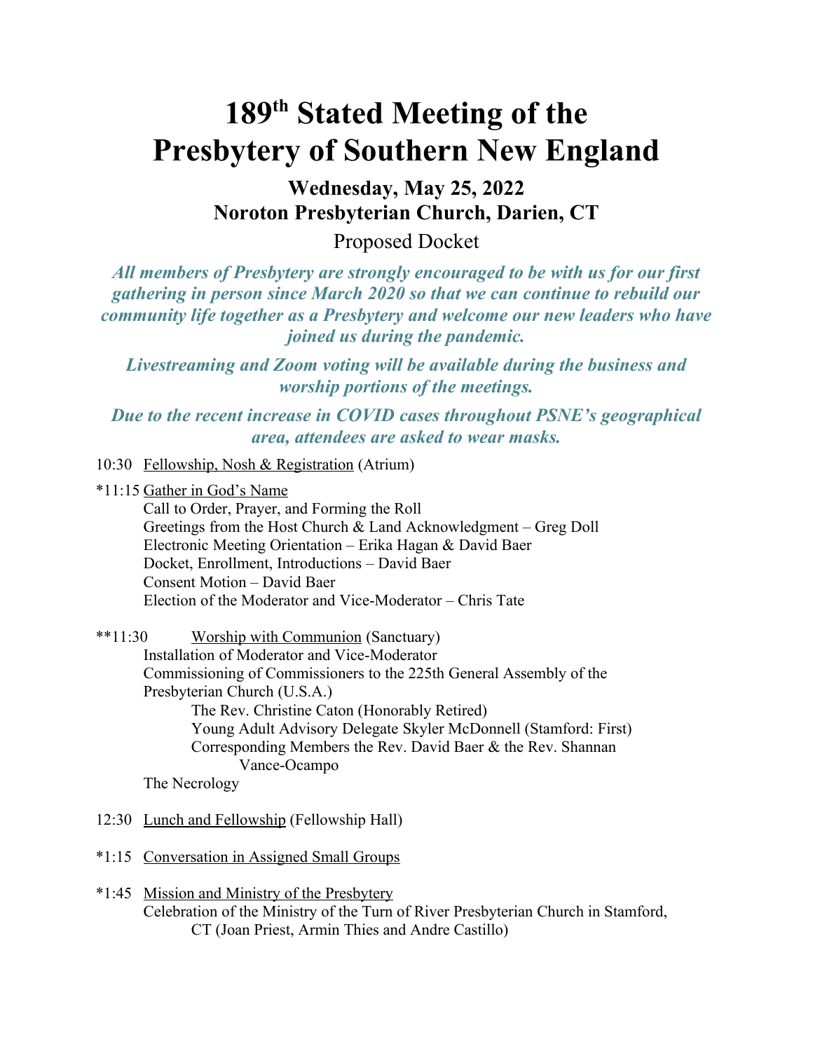# 189th Stated Meeting of the Presbytery of Southern New England

## Wednesday, May 25, 2022
## Noroton Presbyterian Church, Darien, CT

Proposed Docket

***All members of Presbytery are strongly encouraged to be with us for our first gathering in person since March 2020 so that we can continue to rebuild our community life together as a Presbytery and welcome our new leaders who have joined us during the pandemic.***

***Livestreaming and Zoom voting will be available during the business and worship portions of the meetings.***

***Due to the recent increase in COVID cases throughout PSNE's geographical area, attendees are asked to wear masks.***

10:30 Fellowship, Nosh & Registration (Atrium)

*11:15 Gather in God's Name
- Call to Order, Prayer, and Forming the Roll
- Greetings from the Host Church & Land Acknowledgment – Greg Doll
- Electronic Meeting Orientation – Erika Hagan & David Baer
- Docket, Enrollment, Introductions – David Baer
- Consent Motion – David Baer
- Election of the Moderator and Vice-Moderator – Chris Tate

**11:30 Worship with Communion (Sanctuary)
- Installation of Moderator and Vice-Moderator
- Commissioning of Commissioners to the 225th General Assembly of the Presbyterian Church (U.S.A.)
  - The Rev. Christine Caton (Honorably Retired)
  - Young Adult Advisory Delegate Skyler McDonnell (Stamford: First)
  - Corresponding Members the Rev. David Baer & the Rev. Shannan Vance-Ocampo
- The Necrology

12:30 Lunch and Fellowship (Fellowship Hall)

*1:15 Conversation in Assigned Small Groups

*1:45 Mission and Ministry of the Presbytery
- Celebration of the Ministry of the Turn of River Presbyterian Church in Stamford, CT (Joan Priest, Armin Thies and Andre Castillo)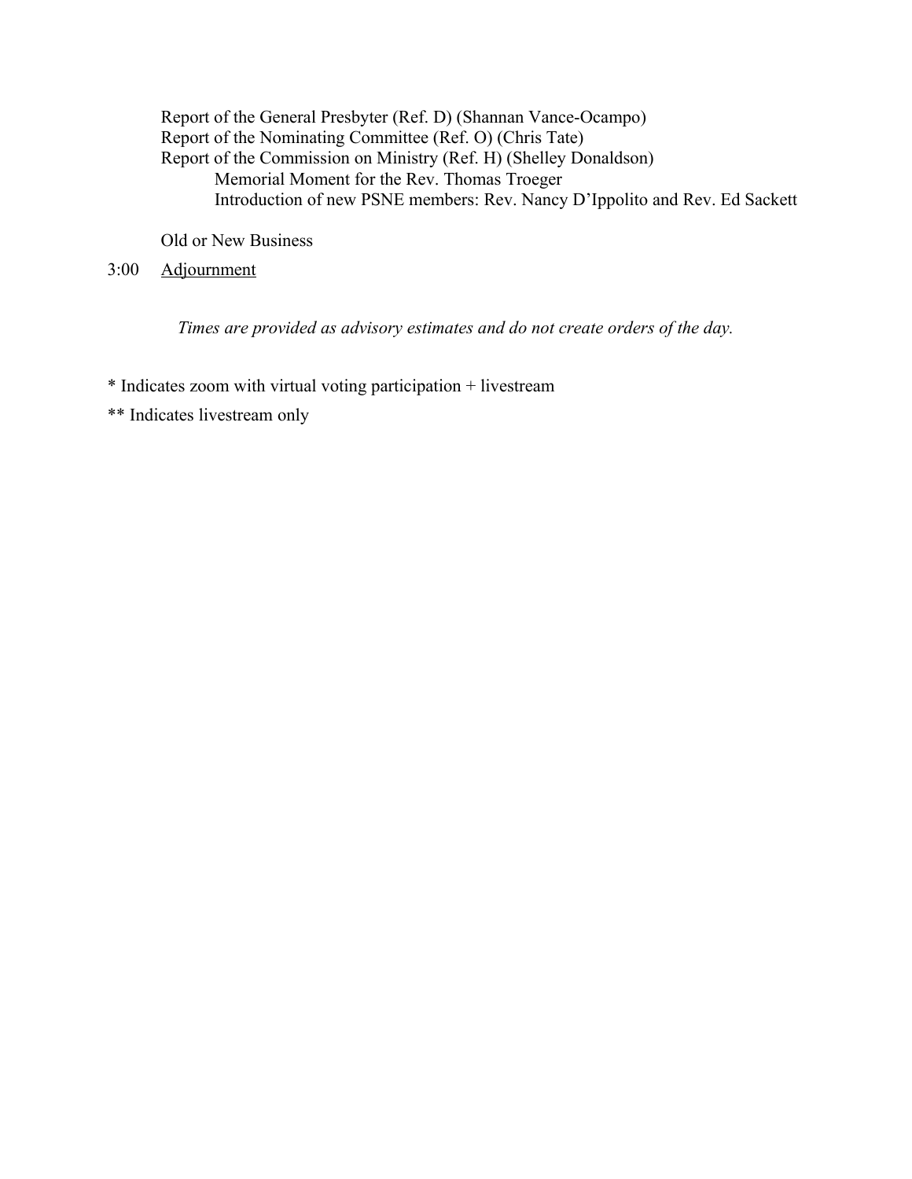Report of the General Presbyter (Ref. D) (Shannan Vance-Ocampo)
Report of the Nominating Committee (Ref. O) (Chris Tate)
Report of the Commission on Ministry (Ref. H) (Shelley Donaldson)
  Memorial Moment for the Rev. Thomas Troeger
  Introduction of new PSNE members: Rev. Nancy D'Ippolito and Rev. Ed Sackett

Old or New Business

3:00 Adjournment

*Times are provided as advisory estimates and do not create orders of the day.*

* Indicates zoom with virtual voting participation + livestream

** Indicates livestream only